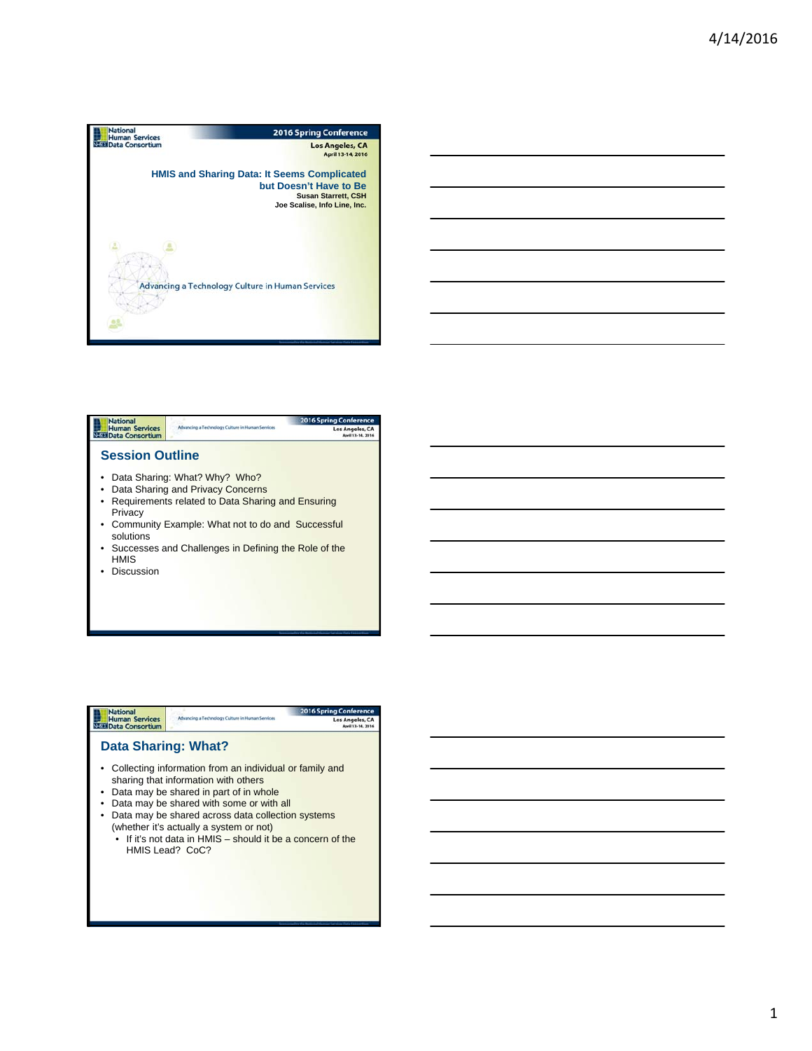## HMIS and Sharing Data: It Seems Complicated but Doesn't Have to Be

Susan Starrett, CSH
Joe Scalise, Info Line, Inc.

Advancing a Technology Culture in Human Services

2016 Spring Conference
Los Angeles, CA
April 13-14, 2016

## Session Outline

- Data Sharing: What? Why? Who?
- Data Sharing and Privacy Concerns
- Requirements related to Data Sharing and Ensuring Privacy
- Community Example: What not to do and Successful solutions
- Successes and Challenges in Defining the Role of the HMIS
- Discussion

## Data Sharing: What?

- Collecting information from an individual or family and sharing that information with others
- Data may be shared in part of in whole
- Data may be shared with some or with all
- Data may be shared across data collection systems (whether it's actually a system or not)
  - If it's not data in HMIS – should it be a concern of the HMIS Lead? CoC?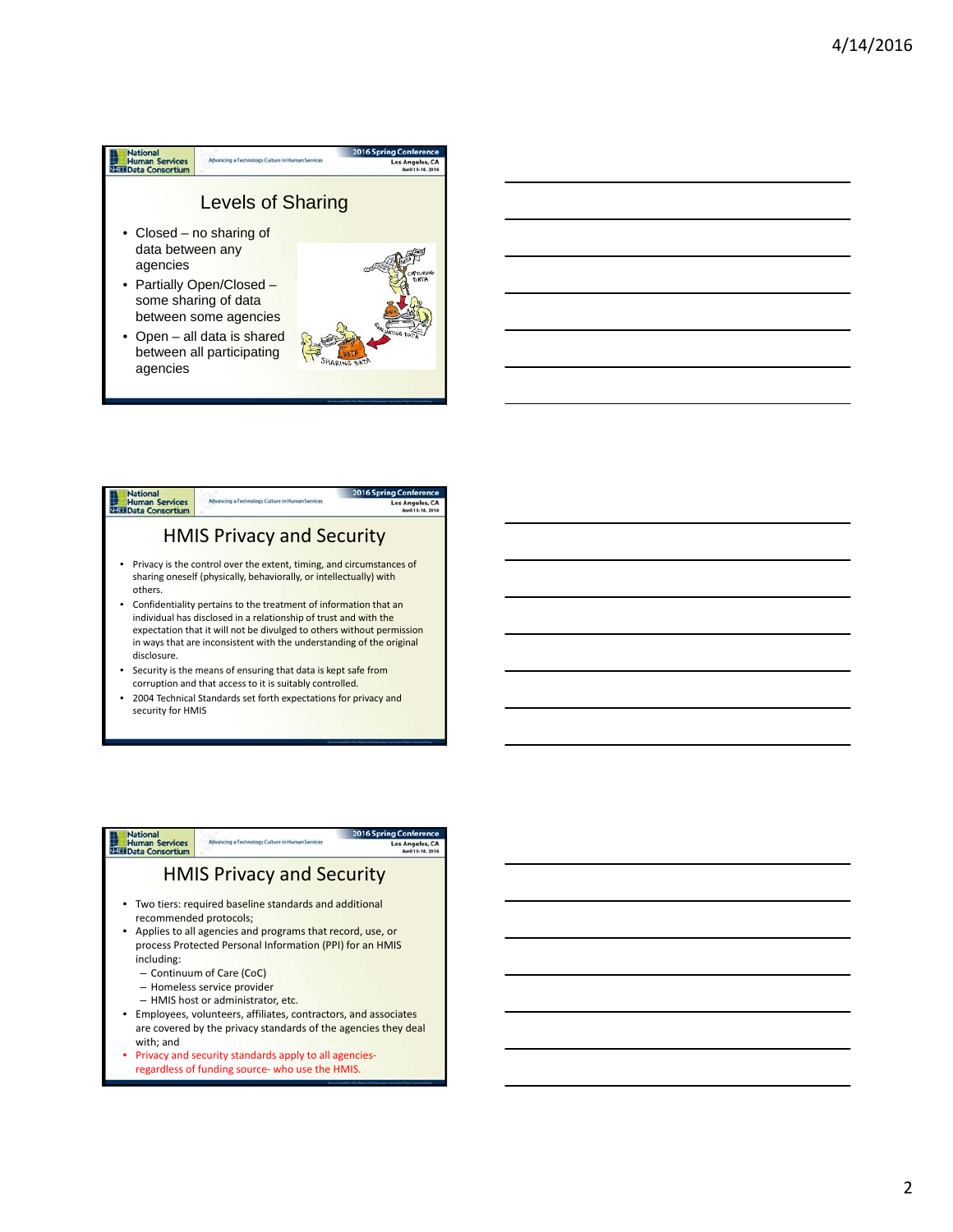## Levels of Sharing

- Closed – no sharing of data between any agencies
- Partially Open/Closed – some sharing of data between some agencies
- Open – all data is shared between all participating agencies

## HMIS Privacy and Security

- Privacy is the control over the extent, timing, and circumstances of sharing oneself (physically, behaviorally, or intellectually) with others.
- Confidentiality pertains to the treatment of information that an individual has disclosed in a relationship of trust and with the expectation that it will not be divulged to others without permission in ways that are inconsistent with the understanding of the original disclosure.
- Security is the means of ensuring that data is kept safe from corruption and that access to it is suitably controlled.
- 2004 Technical Standards set forth expectations for privacy and security for HMIS

## HMIS Privacy and Security

- Two tiers: required baseline standards and additional recommended protocols;
- Applies to all agencies and programs that record, use, or process Protected Personal Information (PPI) for an HMIS including:
  - Continuum of Care (CoC)
  - Homeless service provider
  - HMIS host or administrator, etc.
- Employees, volunteers, affiliates, contractors, and associates are covered by the privacy standards of the agencies they deal with; and
- Privacy and security standards apply to all agencies- regardless of funding source- who use the HMIS.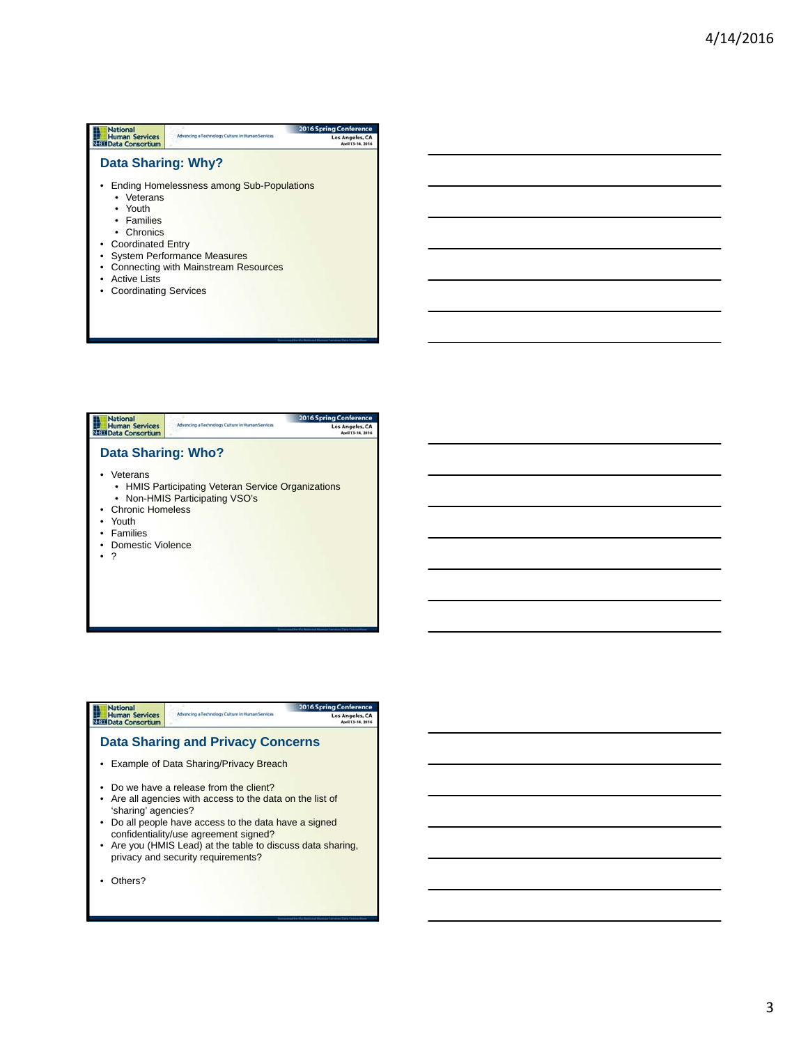## Data Sharing: Why?

- Ending Homelessness among Sub-Populations
  - Veterans
  - Youth
  - Families
  - Chronics
- Coordinated Entry
- System Performance Measures
- Connecting with Mainstream Resources
- Active Lists
- Coordinating Services

## Data Sharing: Who?

- Veterans
  - HMIS Participating Veteran Service Organizations
  - Non-HMIS Participating VSO's
- Chronic Homeless
- Youth
- Families
- Domestic Violence
- ?

## Data Sharing and Privacy Concerns

- Example of Data Sharing/Privacy Breach
- Do we have a release from the client?
- Are all agencies with access to the data on the list of 'sharing' agencies?
- Do all people have access to the data have a signed confidentiality/use agreement signed?
- Are you (HMIS Lead) at the table to discuss data sharing, privacy and security requirements?
- Others?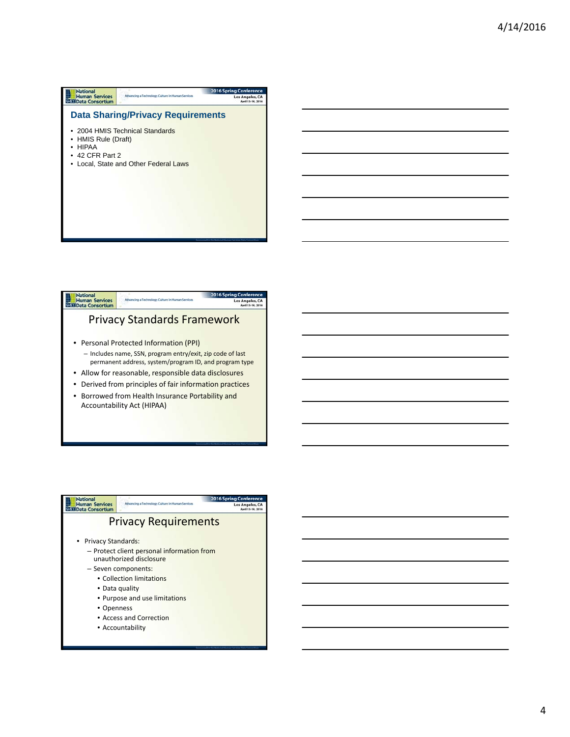## Data Sharing/Privacy Requirements

- 2004 HMIS Technical Standards
- HMIS Rule (Draft)
- HIPAA
- 42 CFR Part 2
- Local, State and Other Federal Laws

## Privacy Standards Framework

- Personal Protected Information (PPI)
  - Includes name, SSN, program entry/exit, zip code of last permanent address, system/program ID, and program type
- Allow for reasonable, responsible data disclosures
- Derived from principles of fair information practices
- Borrowed from Health Insurance Portability and Accountability Act (HIPAA)

## Privacy Requirements

- Privacy Standards:
  - Protect client personal information from unauthorized disclosure
  - Seven components:
    - Collection limitations
    - Data quality
    - Purpose and use limitations
    - Openness
    - Access and Correction
    - Accountability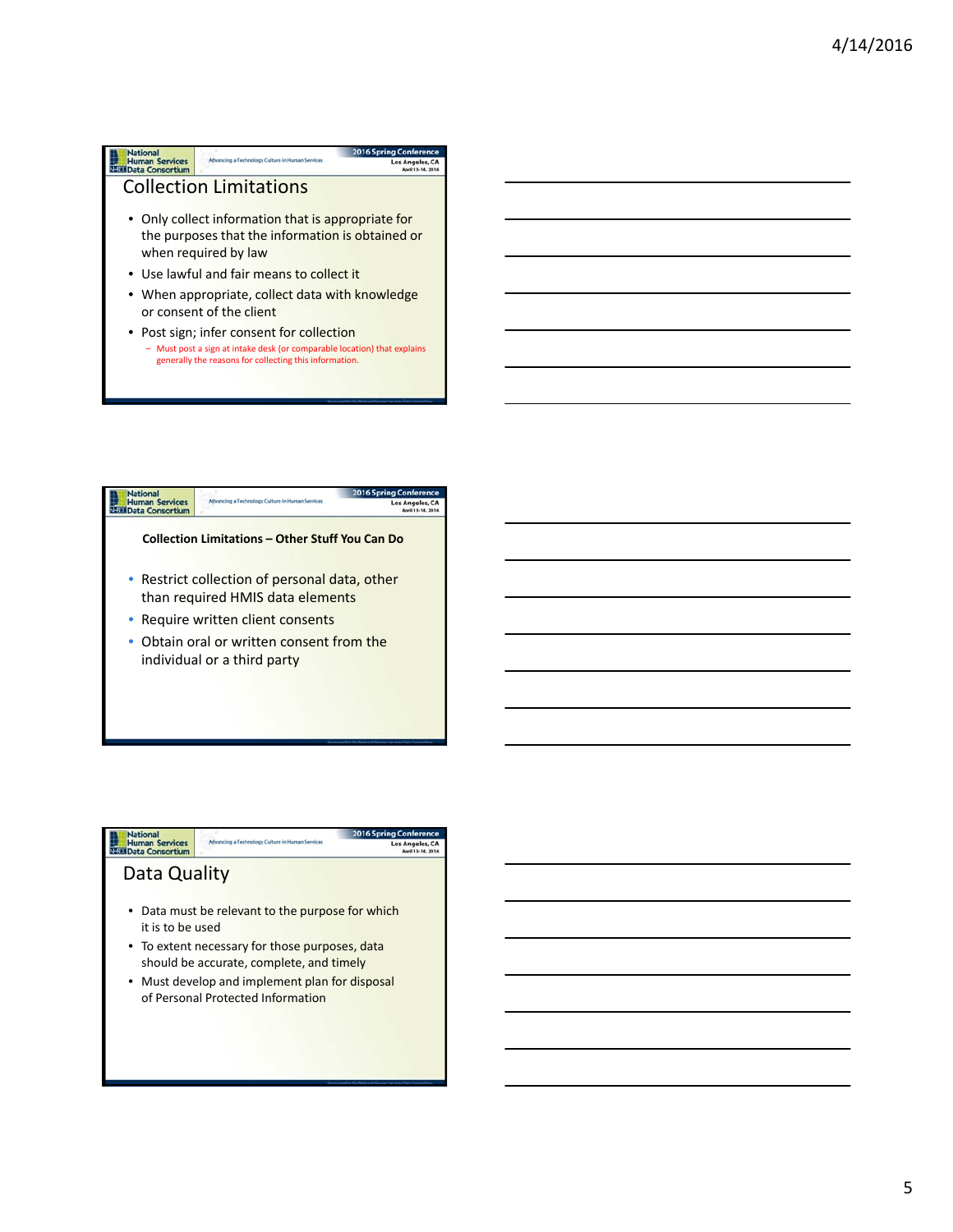## Collection Limitations

- Only collect information that is appropriate for the purposes that the information is obtained or when required by law
- Use lawful and fair means to collect it
- When appropriate, collect data with knowledge or consent of the client
- Post sign; infer consent for collection
  - Must post a sign at intake desk (or comparable location) that explains generally the reasons for collecting this information.

## Collection Limitations – Other Stuff You Can Do

- Restrict collection of personal data, other than required HMIS data elements
- Require written client consents
- Obtain oral or written consent from the individual or a third party

## Data Quality

- Data must be relevant to the purpose for which it is to be used
- To extent necessary for those purposes, data should be accurate, complete, and timely
- Must develop and implement plan for disposal of Personal Protected Information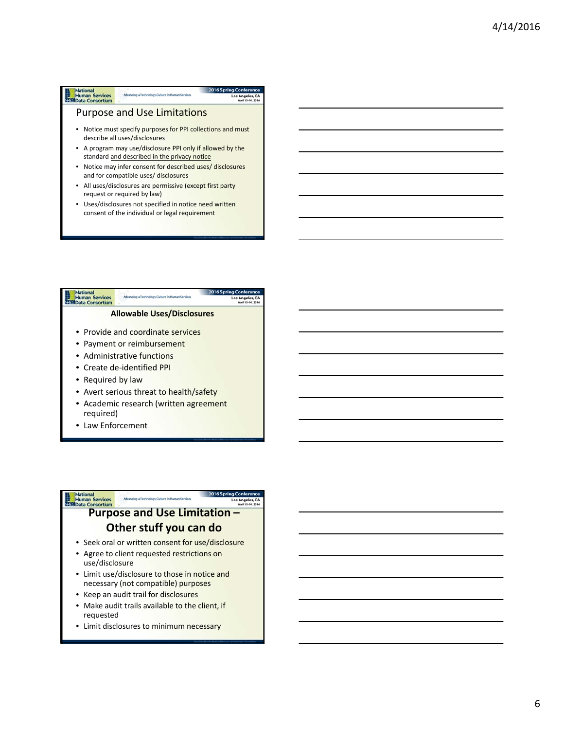## Purpose and Use Limitations

- Notice must specify purposes for PPI collections and must describe all uses/disclosures
- A program may use/disclosure PPI only if allowed by the standard and described in the privacy notice
- Notice may infer consent for described uses/ disclosures and for compatible uses/ disclosures
- All uses/disclosures are permissive (except first party request or required by law)
- Uses/disclosures not specified in notice need written consent of the individual or legal requirement

## Allowable Uses/Disclosures

- Provide and coordinate services
- Payment or reimbursement
- Administrative functions
- Create de-identified PPI
- Required by law
- Avert serious threat to health/safety
- Academic research (written agreement required)
- Law Enforcement

## Purpose and Use Limitation – Other stuff you can do

- Seek oral or written consent for use/disclosure
- Agree to client requested restrictions on use/disclosure
- Limit use/disclosure to those in notice and necessary (not compatible) purposes
- Keep an audit trail for disclosures
- Make audit trails available to the client, if requested
- Limit disclosures to minimum necessary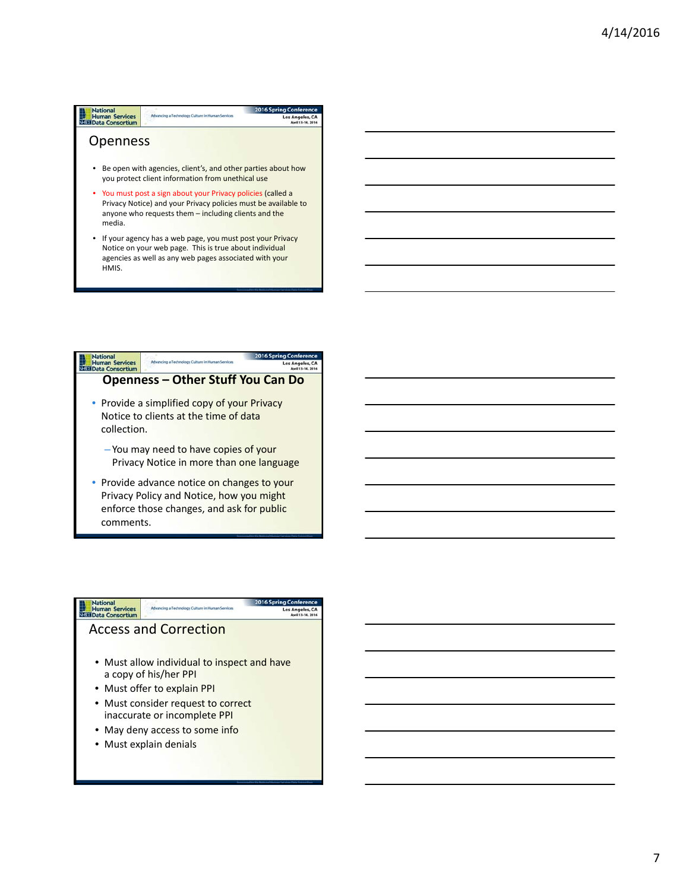## Openness

- Be open with agencies, client's, and other parties about how you protect client information from unethical use
- You must post a sign about your Privacy policies (called a Privacy Notice) and your Privacy policies must be available to anyone who requests them – including clients and the media.
- If your agency has a web page, you must post your Privacy Notice on your web page. This is true about individual agencies as well as any web pages associated with your HMIS.

## Openness – Other Stuff You Can Do

- Provide a simplified copy of your Privacy Notice to clients at the time of data collection.
  - You may need to have copies of your Privacy Notice in more than one language
- Provide advance notice on changes to your Privacy Policy and Notice, how you might enforce those changes, and ask for public comments.

## Access and Correction

- Must allow individual to inspect and have a copy of his/her PPI
- Must offer to explain PPI
- Must consider request to correct inaccurate or incomplete PPI
- May deny access to some info
- Must explain denials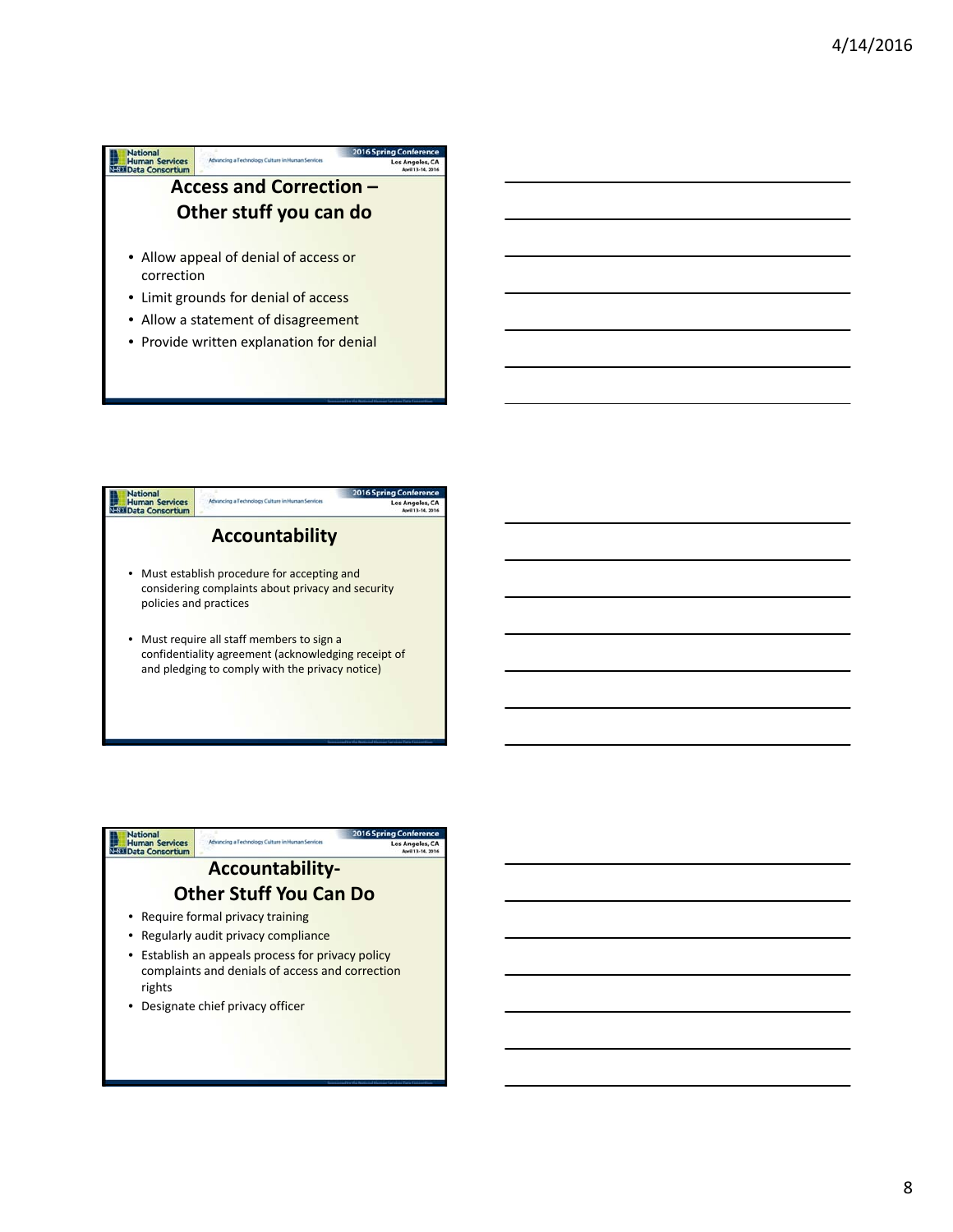## Access and Correction – Other stuff you can do

- Allow appeal of denial of access or correction
- Limit grounds for denial of access
- Allow a statement of disagreement
- Provide written explanation for denial

## Accountability

- Must establish procedure for accepting and considering complaints about privacy and security policies and practices
- Must require all staff members to sign a confidentiality agreement (acknowledging receipt of and pledging to comply with the privacy notice)

## Accountability- Other Stuff You Can Do

- Require formal privacy training
- Regularly audit privacy compliance
- Establish an appeals process for privacy policy complaints and denials of access and correction rights
- Designate chief privacy officer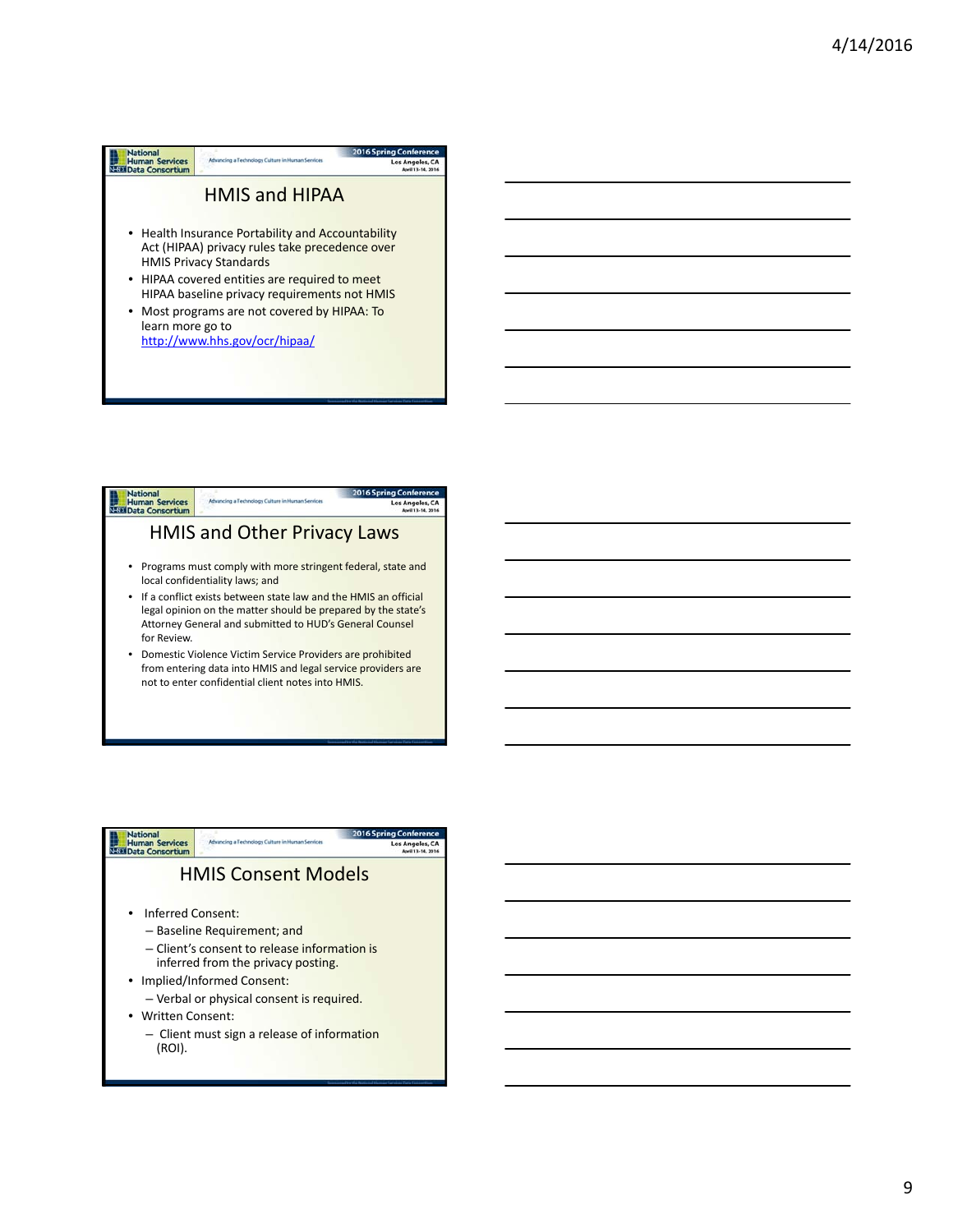## HMIS and HIPAA

- Health Insurance Portability and Accountability Act (HIPAA) privacy rules take precedence over HMIS Privacy Standards
- HIPAA covered entities are required to meet HIPAA baseline privacy requirements not HMIS
- Most programs are not covered by HIPAA: To learn more go to http://www.hhs.gov/ocr/hipaa/

## HMIS and Other Privacy Laws

- Programs must comply with more stringent federal, state and local confidentiality laws; and
- If a conflict exists between state law and the HMIS an official legal opinion on the matter should be prepared by the state's Attorney General and submitted to HUD's General Counsel for Review.
- Domestic Violence Victim Service Providers are prohibited from entering data into HMIS and legal service providers are not to enter confidential client notes into HMIS.

## HMIS Consent Models

- Inferred Consent:
  - Baseline Requirement; and
  - Client's consent to release information is inferred from the privacy posting.
- Implied/Informed Consent:
  - Verbal or physical consent is required.
- Written Consent:
  - Client must sign a release of information (ROI).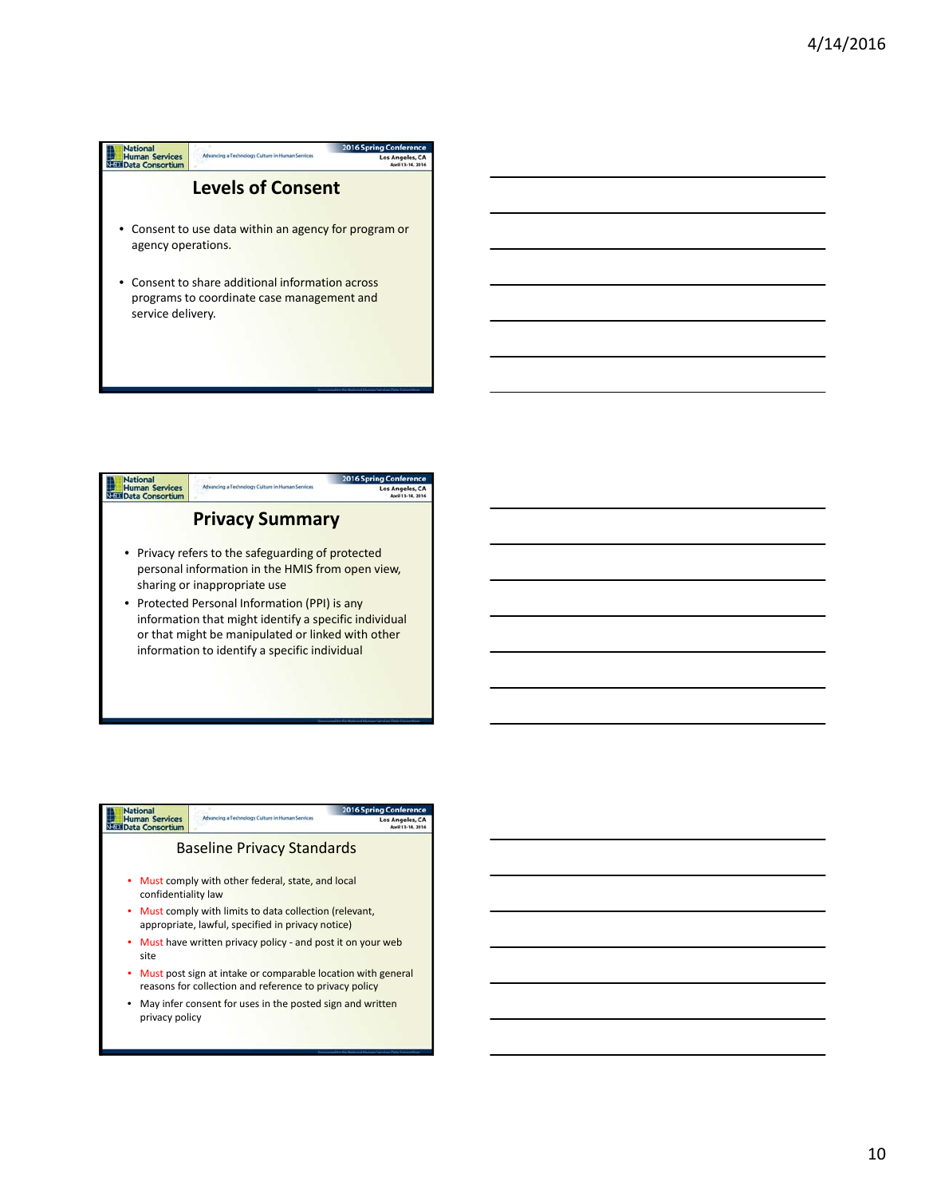## Levels of Consent

- Consent to use data within an agency for program or agency operations.
- Consent to share additional information across programs to coordinate case management and service delivery.

## Privacy Summary

- Privacy refers to the safeguarding of protected personal information in the HMIS from open view, sharing or inappropriate use
- Protected Personal Information (PPI) is any information that might identify a specific individual or that might be manipulated or linked with other information to identify a specific individual

## Baseline Privacy Standards

- Must comply with other federal, state, and local confidentiality law
- Must comply with limits to data collection (relevant, appropriate, lawful, specified in privacy notice)
- Must have written privacy policy - and post it on your web site
- Must post sign at intake or comparable location with general reasons for collection and reference to privacy policy
- May infer consent for uses in the posted sign and written privacy policy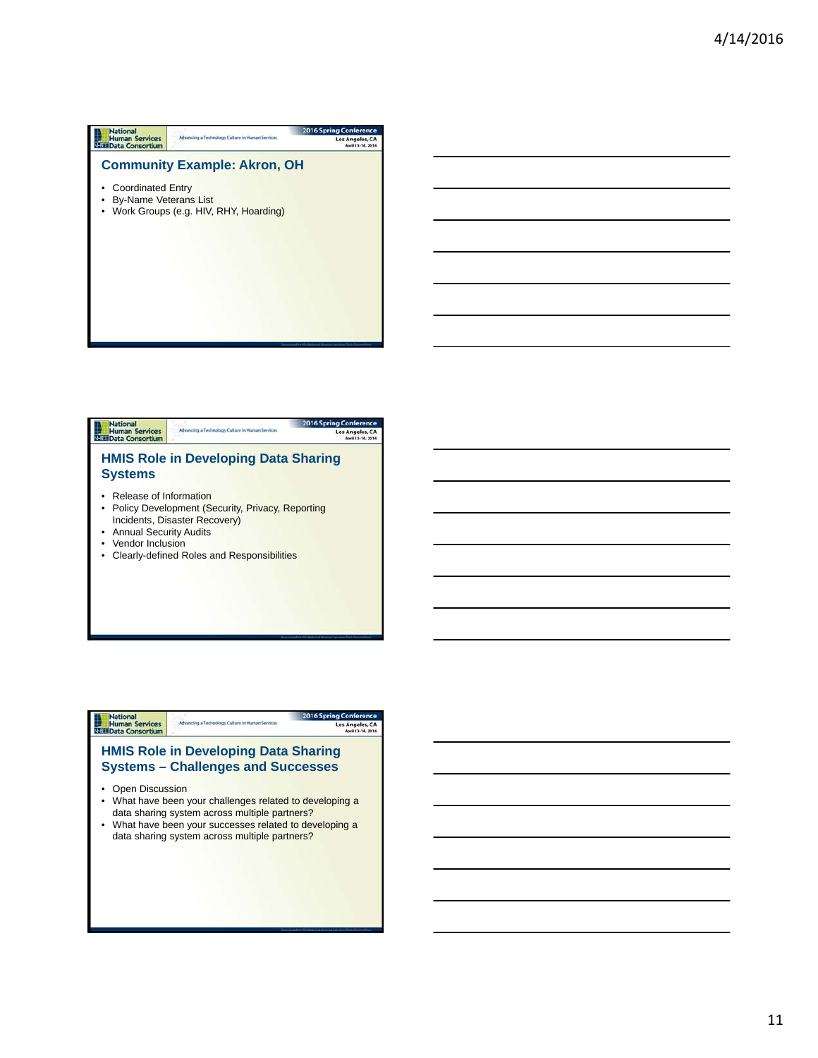## Community Example: Akron, OH

- Coordinated Entry
- By-Name Veterans List
- Work Groups (e.g. HIV, RHY, Hoarding)

## HMIS Role in Developing Data Sharing Systems

- Release of Information
- Policy Development (Security, Privacy, Reporting Incidents, Disaster Recovery)
- Annual Security Audits
- Vendor Inclusion
- Clearly-defined Roles and Responsibilities

## HMIS Role in Developing Data Sharing Systems – Challenges and Successes

- Open Discussion
- What have been your challenges related to developing a data sharing system across multiple partners?
- What have been your successes related to developing a data sharing system across multiple partners?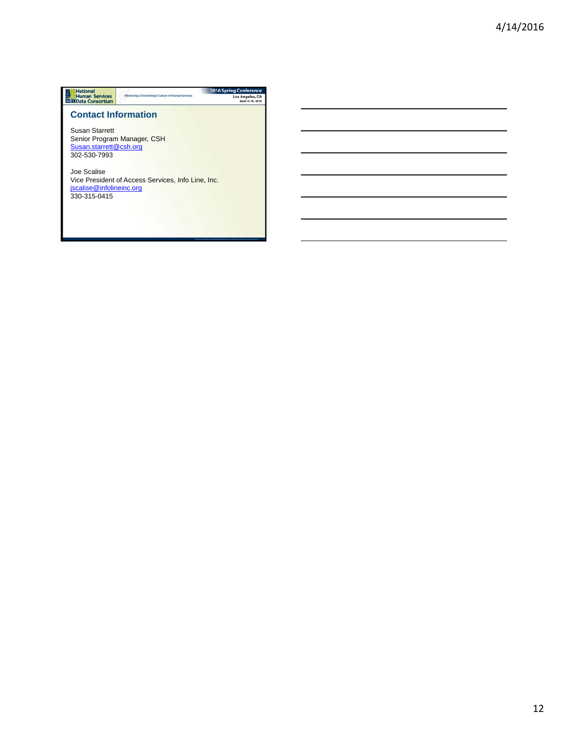## Contact Information

Susan Starrett
Senior Program Manager, CSH
Susan.starrett@csh.org
302-530-7993

Joe Scalise
Vice President of Access Services, Info Line, Inc.
jscalise@infolineinc.org
330-315-0415